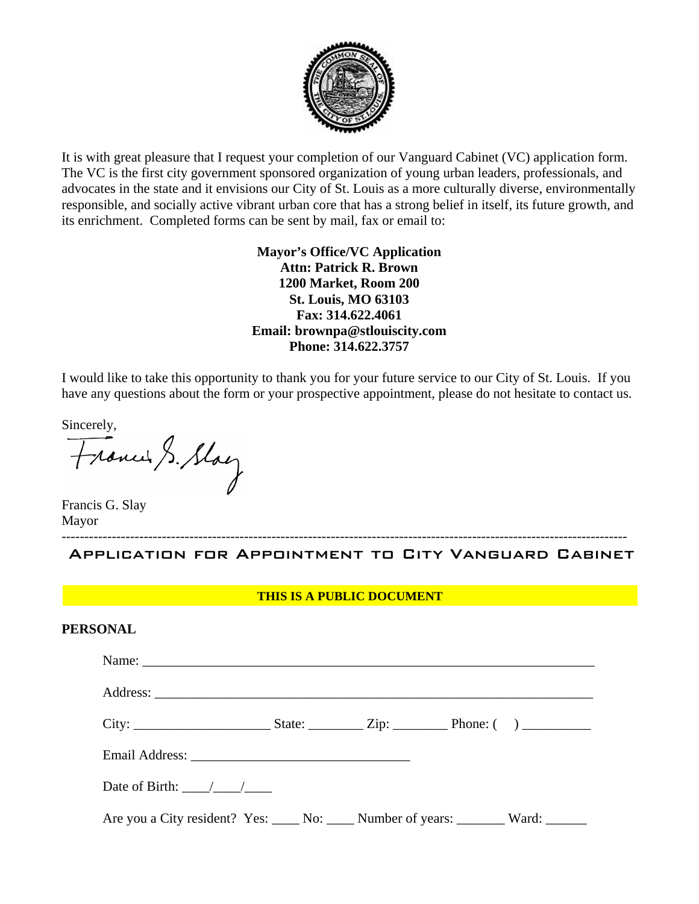It is with great pleasure that I request your completion of our Vanguard Cabinet (VC) application form. The VC is the first city government sponsored organization of young urban leaders, professionals, and advocates in the state and it envisions our City of St. Louis as a more culturally diverse, environmentally responsible, and socially active vibrant urban core that has a strong belief in itself, its future growth, and its enrichment. Completed forms can be sent by mail, fax or email to:

**Mayor's Office/VC Application**
**Attn: Patrick R. Brown**
**1200 Market, Room 200**
**St. Louis, MO 63103**
**Fax: 314.622.4061**
**Email: brownpa@stlouiscity.com**
**Phone: 314.622.3757**

I would like to take this opportunity to thank you for your future service to our City of St. Louis. If you have any questions about the form or your prospective appointment, please do not hesitate to contact us.

Sincerely,

Francis G. Slay
Mayor

---

# APPLICATION FOR APPOINTMENT TO CITY VANGUARD CABINET

**THIS IS A PUBLIC DOCUMENT**

## PERSONAL

Name: ____________________________________________________________________

Address: __________________________________________________________________

City: ____________________ State: ________ Zip: ________ Phone: (    ) __________

Email Address: _________________________________

Date of Birth: ____/____/____

Are you a City resident? Yes: ____ No: ____ Number of years: _______ Ward: ______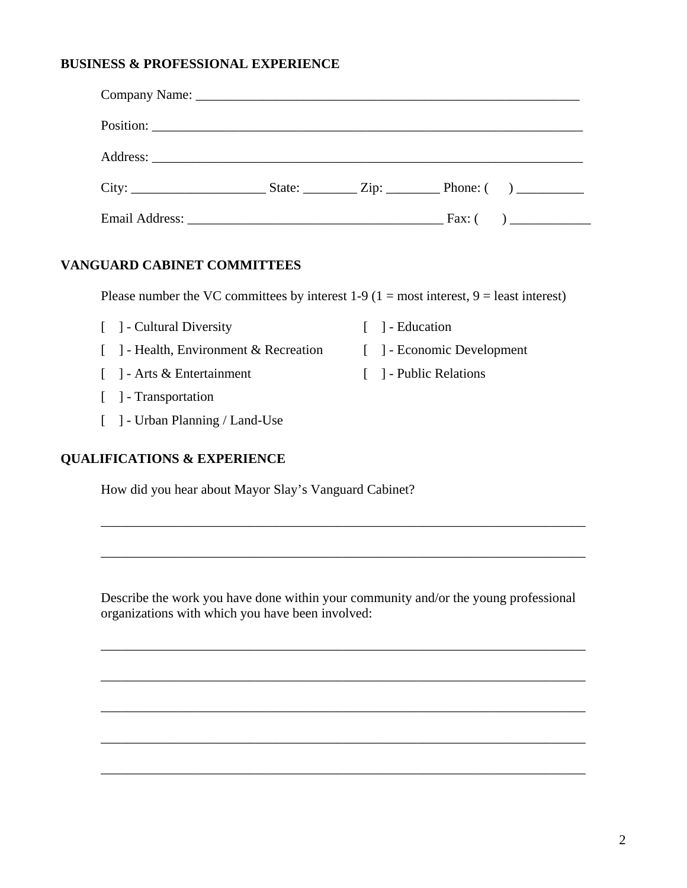**BUSINESS & PROFESSIONAL EXPERIENCE**

Company Name: ___________________________________________________________

Position: _______________________________________________________________

Address: _______________________________________________________________

City: ____________________ State: ________ Zip: ________ Phone: (     ) __________

Email Address: ______________________________________ Fax: (     ) ____________

**VANGUARD CABINET COMMITTEES**

Please number the VC committees by interest 1-9 (1 = most interest, 9 = least interest)

[   ] - Cultural Diversity

[   ] - Health, Environment & Recreation

[   ] - Arts & Entertainment

[   ] - Transportation

[   ] - Urban Planning / Land-Use

[   ] - Education

[   ] - Economic Development

[   ] - Public Relations

**QUALIFICATIONS & EXPERIENCE**

How did you hear about Mayor Slay's Vanguard Cabinet?

___________________________________________________________________________

___________________________________________________________________________

Describe the work you have done within your community and/or the young professional organizations with which you have been involved:

___________________________________________________________________________

___________________________________________________________________________

___________________________________________________________________________

___________________________________________________________________________

___________________________________________________________________________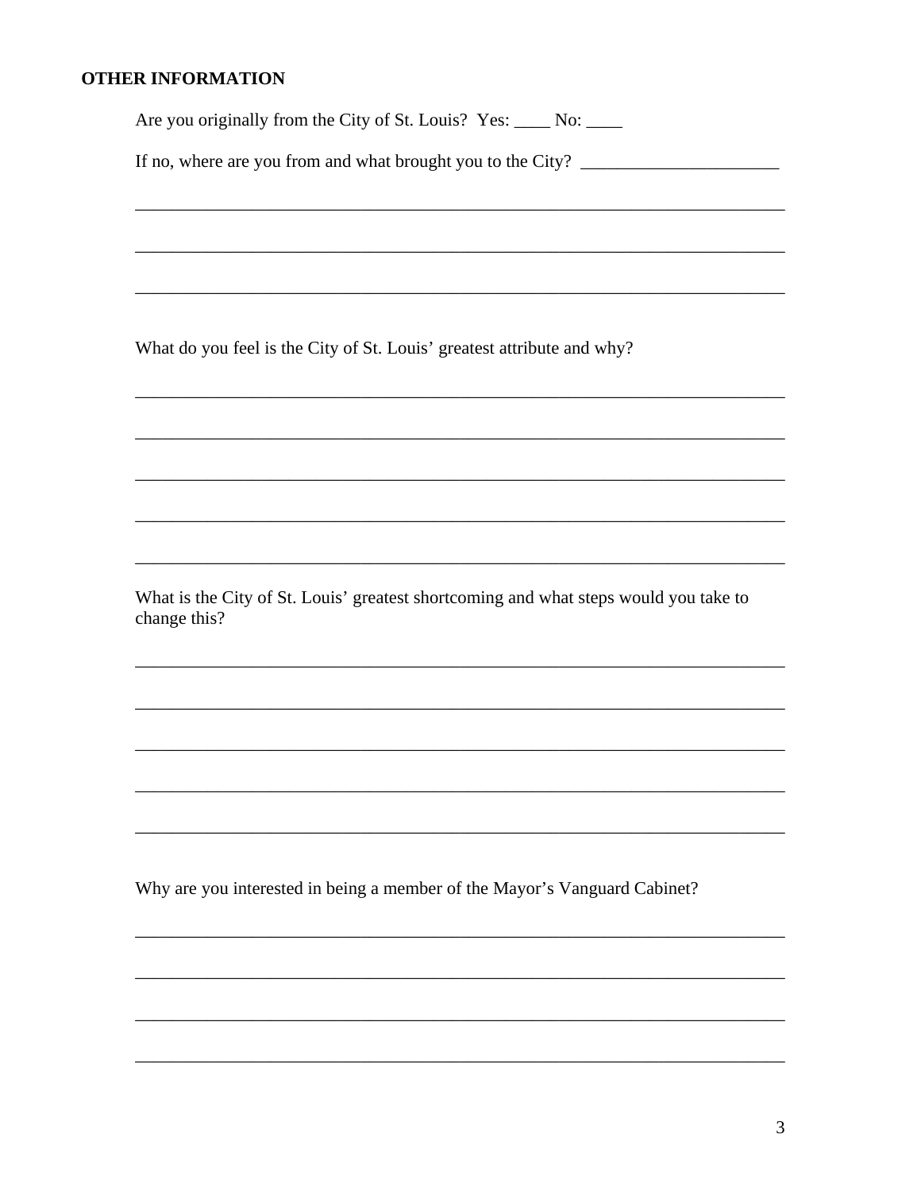## OTHER INFORMATION

Are you originally from the City of St. Louis? Yes: ____ No: ____

If no, where are you from and what brought you to the City? ______________________

___________________________________________________________________________

___________________________________________________________________________

___________________________________________________________________________

What do you feel is the City of St. Louis' greatest attribute and why?

___________________________________________________________________________

___________________________________________________________________________

___________________________________________________________________________

___________________________________________________________________________

___________________________________________________________________________

What is the City of St. Louis' greatest shortcoming and what steps would you take to change this?

___________________________________________________________________________

___________________________________________________________________________

___________________________________________________________________________

___________________________________________________________________________

___________________________________________________________________________

Why are you interested in being a member of the Mayor's Vanguard Cabinet?

___________________________________________________________________________

___________________________________________________________________________

___________________________________________________________________________

___________________________________________________________________________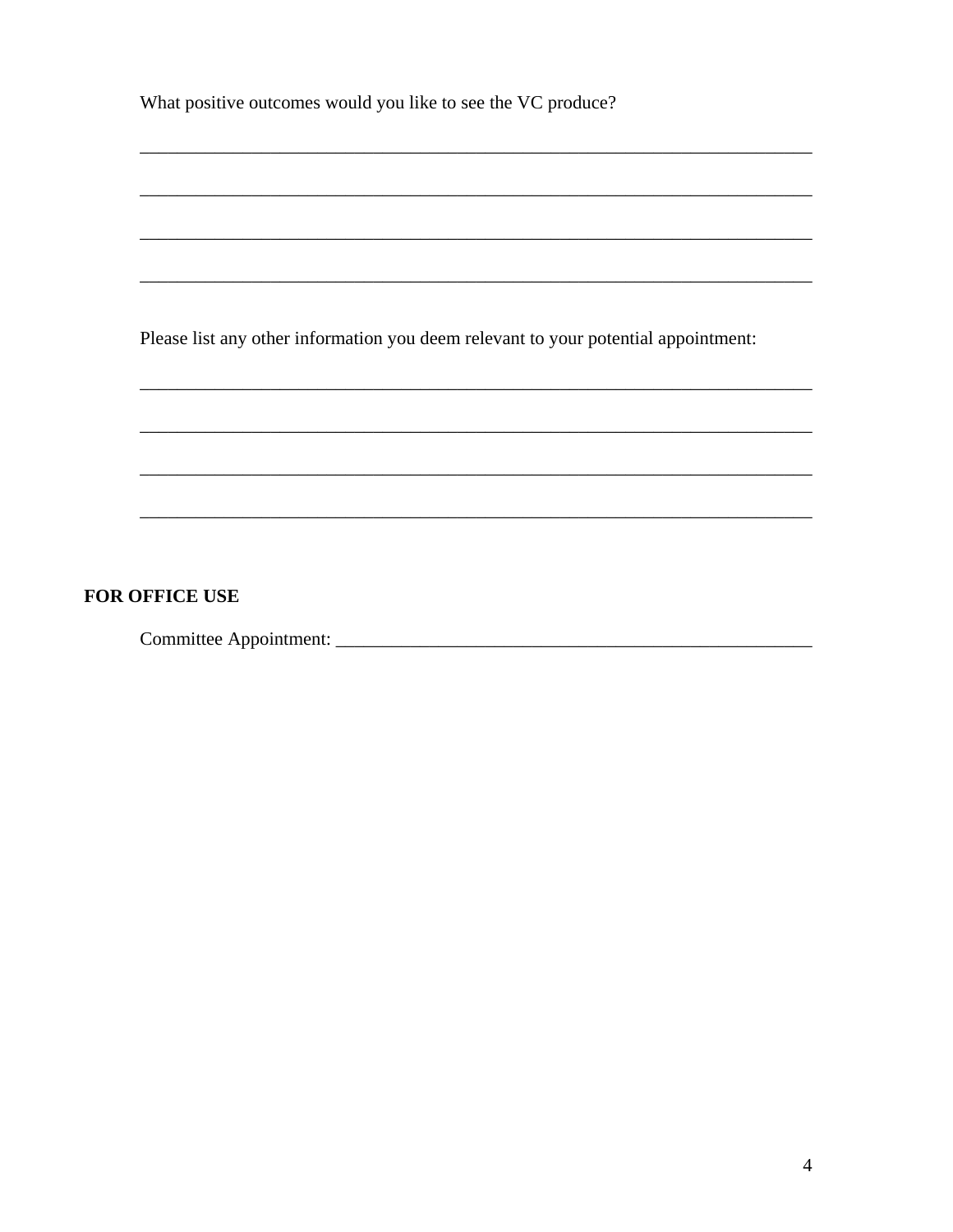What positive outcomes would you like to see the VC produce?

\_\_\_\_\_\_\_\_\_\_\_\_\_\_\_\_\_\_\_\_\_\_\_\_\_\_\_\_\_\_\_\_\_\_\_\_\_\_\_\_\_\_\_\_\_\_\_\_\_\_\_\_\_\_\_\_\_\_\_\_\_\_\_\_\_\_\_\_\_\_\_\_

\_\_\_\_\_\_\_\_\_\_\_\_\_\_\_\_\_\_\_\_\_\_\_\_\_\_\_\_\_\_\_\_\_\_\_\_\_\_\_\_\_\_\_\_\_\_\_\_\_\_\_\_\_\_\_\_\_\_\_\_\_\_\_\_\_\_\_\_\_\_\_\_

\_\_\_\_\_\_\_\_\_\_\_\_\_\_\_\_\_\_\_\_\_\_\_\_\_\_\_\_\_\_\_\_\_\_\_\_\_\_\_\_\_\_\_\_\_\_\_\_\_\_\_\_\_\_\_\_\_\_\_\_\_\_\_\_\_\_\_\_\_\_\_\_

\_\_\_\_\_\_\_\_\_\_\_\_\_\_\_\_\_\_\_\_\_\_\_\_\_\_\_\_\_\_\_\_\_\_\_\_\_\_\_\_\_\_\_\_\_\_\_\_\_\_\_\_\_\_\_\_\_\_\_\_\_\_\_\_\_\_\_\_\_\_\_\_

Please list any other information you deem relevant to your potential appointment:

\_\_\_\_\_\_\_\_\_\_\_\_\_\_\_\_\_\_\_\_\_\_\_\_\_\_\_\_\_\_\_\_\_\_\_\_\_\_\_\_\_\_\_\_\_\_\_\_\_\_\_\_\_\_\_\_\_\_\_\_\_\_\_\_\_\_\_\_\_\_\_\_

\_\_\_\_\_\_\_\_\_\_\_\_\_\_\_\_\_\_\_\_\_\_\_\_\_\_\_\_\_\_\_\_\_\_\_\_\_\_\_\_\_\_\_\_\_\_\_\_\_\_\_\_\_\_\_\_\_\_\_\_\_\_\_\_\_\_\_\_\_\_\_\_

\_\_\_\_\_\_\_\_\_\_\_\_\_\_\_\_\_\_\_\_\_\_\_\_\_\_\_\_\_\_\_\_\_\_\_\_\_\_\_\_\_\_\_\_\_\_\_\_\_\_\_\_\_\_\_\_\_\_\_\_\_\_\_\_\_\_\_\_\_\_\_\_

\_\_\_\_\_\_\_\_\_\_\_\_\_\_\_\_\_\_\_\_\_\_\_\_\_\_\_\_\_\_\_\_\_\_\_\_\_\_\_\_\_\_\_\_\_\_\_\_\_\_\_\_\_\_\_\_\_\_\_\_\_\_\_\_\_\_\_\_\_\_\_\_

**FOR OFFICE USE**

Committee Appointment: \_\_\_\_\_\_\_\_\_\_\_\_\_\_\_\_\_\_\_\_\_\_\_\_\_\_\_\_\_\_\_\_\_\_\_\_\_\_\_\_\_\_\_\_\_\_\_\_\_\_\_\_